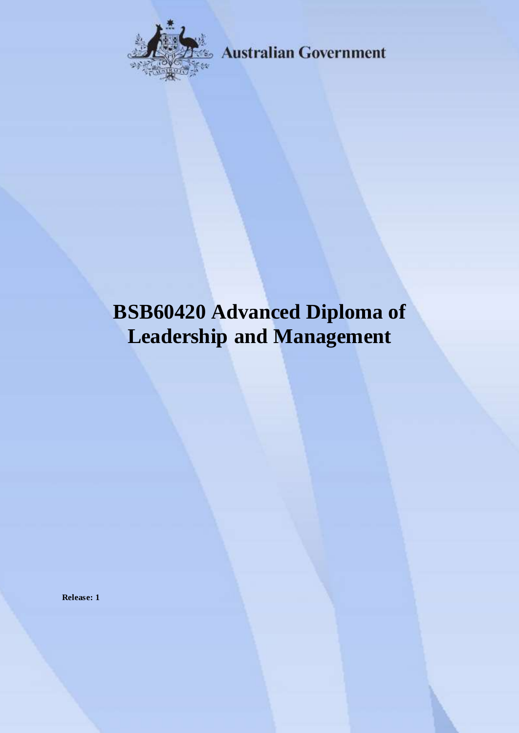Australian Government

# BSB60420 Advanced Diploma of Leadership and Management

**Release: 1**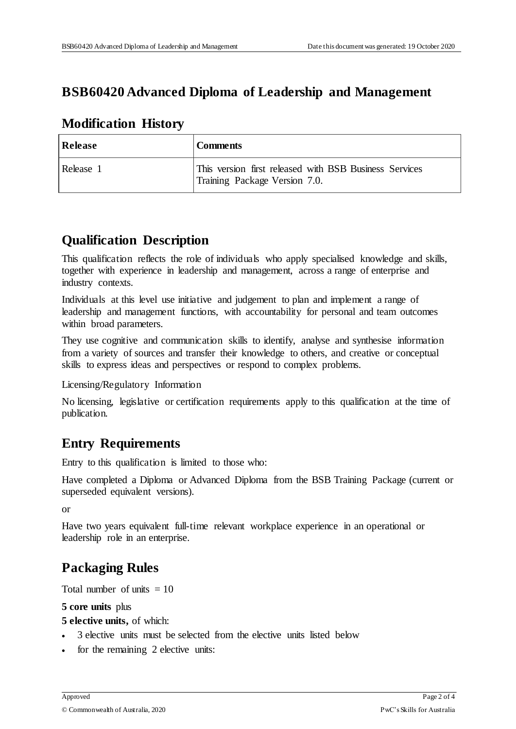# BSB60420 Advanced Diploma of Leadership and Management

## Modification History

| Release | Comments |
| --- | --- |
| Release 1 | This version first released with BSB Business Services Training Package Version 7.0. |

## Qualification Description

This qualification reflects the role of individuals who apply specialised knowledge and skills, together with experience in leadership and management, across a range of enterprise and industry contexts.

Individuals at this level use initiative and judgement to plan and implement a range of leadership and management functions, with accountability for personal and team outcomes within broad parameters.

They use cognitive and communication skills to identify, analyse and synthesise information from a variety of sources and transfer their knowledge to others, and creative or conceptual skills to express ideas and perspectives or respond to complex problems.

Licensing/Regulatory Information

No licensing, legislative or certification requirements apply to this qualification at the time of publication.

## Entry Requirements

Entry to this qualification is limited to those who:

Have completed a Diploma or Advanced Diploma from the BSB Training Package (current or superseded equivalent versions).

or

Have two years equivalent full-time relevant workplace experience in an operational or leadership role in an enterprise.

## Packaging Rules

Total number of units = 10

**5 core units** plus

**5 elective units,** of which:

- 3 elective units must be selected from the elective units listed below
- for the remaining 2 elective units: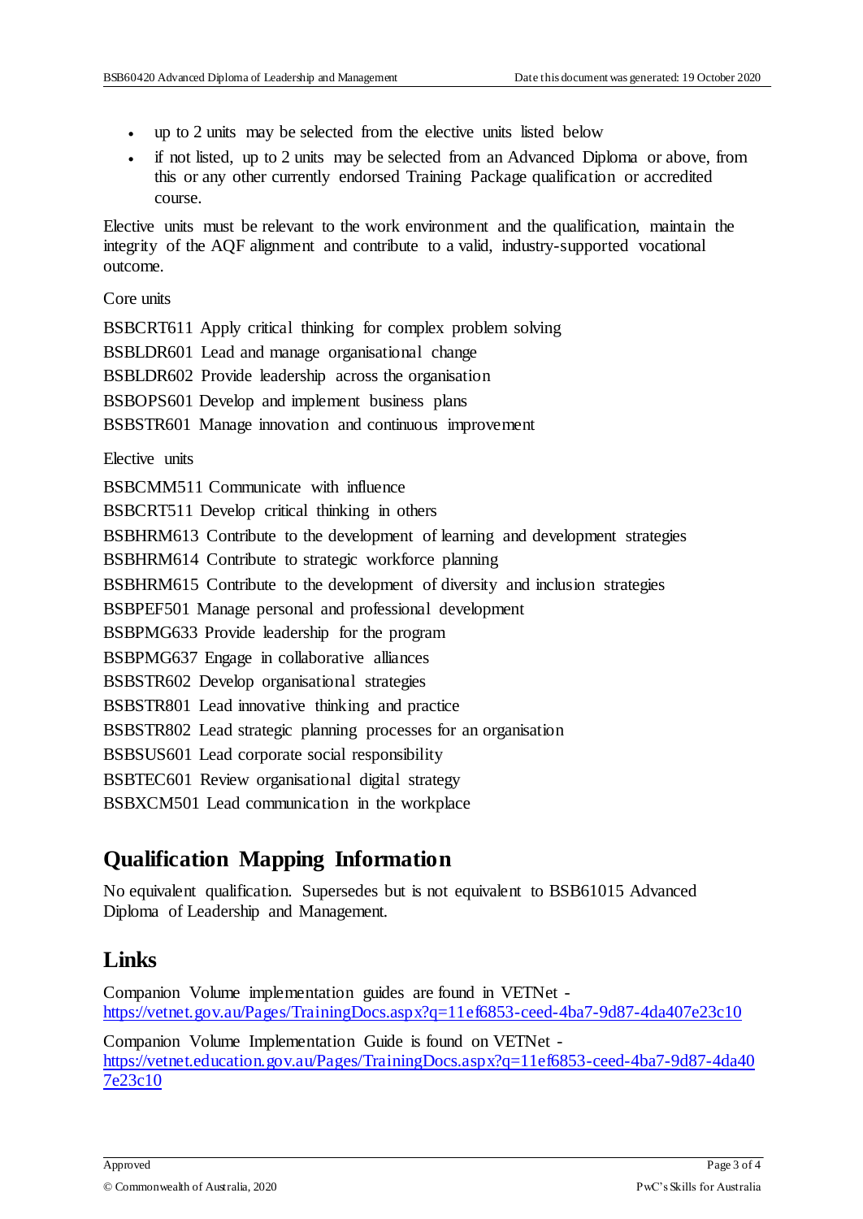- up to 2 units may be selected from the elective units listed below
- if not listed, up to 2 units may be selected from an Advanced Diploma or above, from this or any other currently endorsed Training Package qualification or accredited course.

Elective units must be relevant to the work environment and the qualification, maintain the integrity of the AQF alignment and contribute to a valid, industry-supported vocational outcome.

Core units

BSBCRT611 Apply critical thinking for complex problem solving

BSBLDR601 Lead and manage organisational change

BSBLDR602 Provide leadership across the organisation

BSBOPS601 Develop and implement business plans

BSBSTR601 Manage innovation and continuous improvement

Elective units

BSBCMM511 Communicate with influence

BSBCRT511 Develop critical thinking in others

BSBHRM613 Contribute to the development of learning and development strategies

BSBHRM614 Contribute to strategic workforce planning

BSBHRM615 Contribute to the development of diversity and inclusion strategies

BSBPEF501 Manage personal and professional development

BSBPMG633 Provide leadership for the program

BSBPMG637 Engage in collaborative alliances

BSBSTR602 Develop organisational strategies

BSBSTR801 Lead innovative thinking and practice

BSBSTR802 Lead strategic planning processes for an organisation

BSBSUS601 Lead corporate social responsibility

BSBTEC601 Review organisational digital strategy

BSBXCM501 Lead communication in the workplace

## Qualification Mapping Information

No equivalent qualification. Supersedes but is not equivalent to BSB61015 Advanced Diploma of Leadership and Management.

## Links

Companion Volume implementation guides are found in VETNet - https://vetnet.gov.au/Pages/TrainingDocs.aspx?q=11ef6853-ceed-4ba7-9d87-4da407e23c10

Companion Volume Implementation Guide is found on VETNet - https://vetnet.education.gov.au/Pages/TrainingDocs.aspx?q=11ef6853-ceed-4ba7-9d87-4da407e23c10